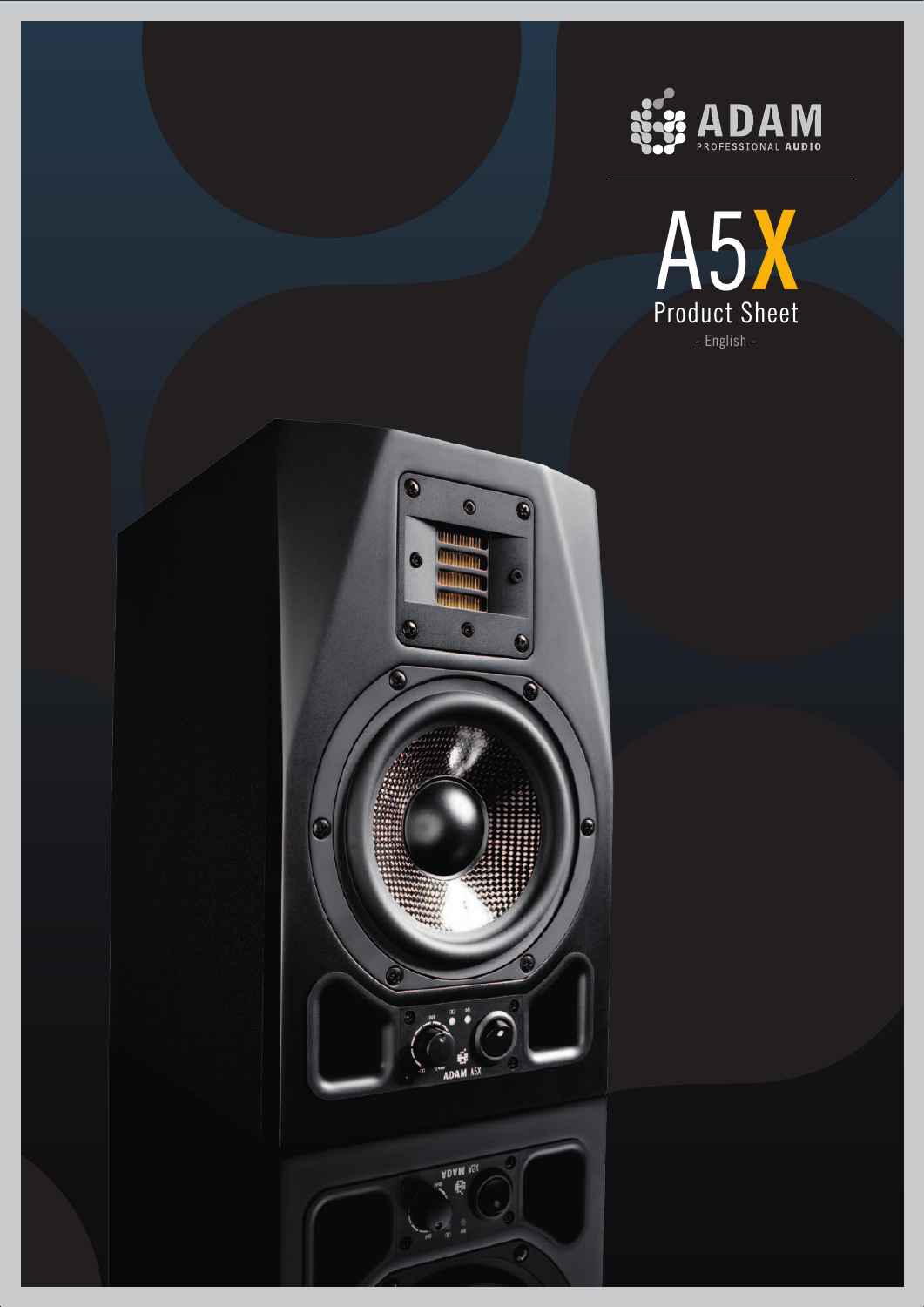ADAM PROFESSIONAL AUDIO

# A5X

## Product Sheet

- English -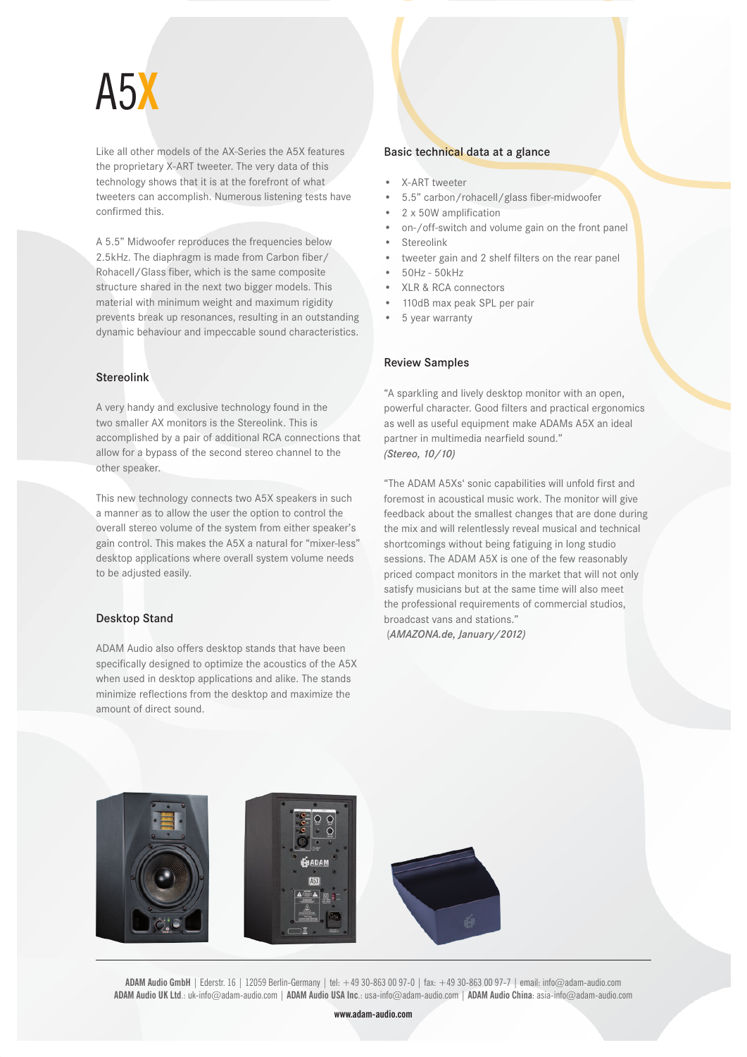# A5X

Like all other models of the AX-Series the A5X features the proprietary X-ART tweeter. The very data of this technology shows that it is at the forefront of what tweeters can accomplish. Numerous listening tests have confirmed this.

A 5.5" Midwoofer reproduces the frequencies below 2.5kHz. The diaphragm is made from Carbon fiber/ Rohacell/Glass fiber, which is the same composite structure shared in the next two bigger models. This material with minimum weight and maximum rigidity prevents break up resonances, resulting in an outstanding dynamic behaviour and impeccable sound characteristics.

## Stereolink

A very handy and exclusive technology found in the two smaller AX monitors is the Stereolink. This is accomplished by a pair of additional RCA connections that allow for a bypass of the second stereo channel to the other speaker.

This new technology connects two A5X speakers in such a manner as to allow the user the option to control the overall stereo volume of the system from either speaker's gain control. This makes the A5X a natural for "mixer-less" desktop applications where overall system volume needs to be adjusted easily.

## Desktop Stand

ADAM Audio also offers desktop stands that have been specifically designed to optimize the acoustics of the A5X when used in desktop applications and alike. The stands minimize reflections from the desktop and maximize the amount of direct sound.

## Basic technical data at a glance

- X-ART tweeter
- 5.5" carbon/rohacell/glass fiber-midwoofer
- 2 x 50W amplification
- on-/off-switch and volume gain on the front panel
- Stereolink
- tweeter gain and 2 shelf filters on the rear panel
- 50Hz - 50kHz
- XLR & RCA connectors
- 110dB max peak SPL per pair
- 5 year warranty

## Review Samples

"A sparkling and lively desktop monitor with an open, powerful character. Good filters and practical ergonomics as well as useful equipment make ADAMs A5X an ideal partner in multimedia nearfield sound."
*(Stereo, 10/10)*

"The ADAM A5Xs' sonic capabilities will unfold first and foremost in acoustical music work. The monitor will give feedback about the smallest changes that are done during the mix and will relentlessly reveal musical and technical shortcomings without being fatiguing in long studio sessions. The ADAM A5X is one of the few reasonably priced compact monitors in the market that will not only satisfy musicians but at the same time will also meet the professional requirements of commercial studios, broadcast vans and stations."
*(AMAZONA.de, January/2012)*

**ADAM Audio GmbH** | Eederstr. 16 | 12059 Berlin-Germany | tel: +49 30-863 00 97-0 | fax: +49 30-863 00 97-7 | email: info@adam-audio.com
**ADAM Audio UK Ltd**.: uk-info@adam-audio.com | **ADAM Audio USA Inc.**: usa-info@adam-audio.com | **ADAM Audio China**: asia-info@adam-audio.com

**www.adam-audio.com**